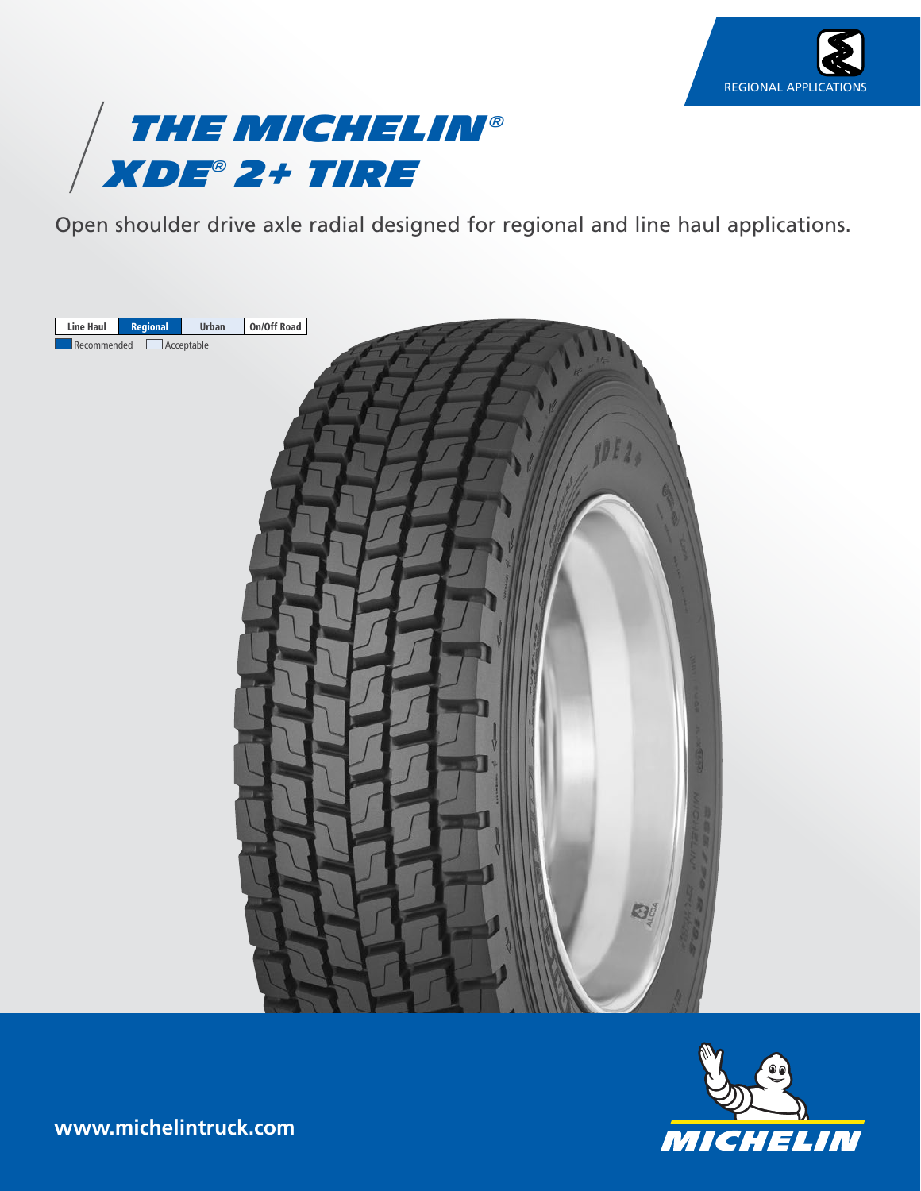REGIONAL APPLICATIONS

# THE MICHELIN® XDE® 2+ TIRE

Open shoulder drive axle radial designed for regional and line haul applications.

| Line Haul | Regional | Urban | On/Off Road |
|---|---|---|---|

Recommended   Acceptable

www.michelintruck.com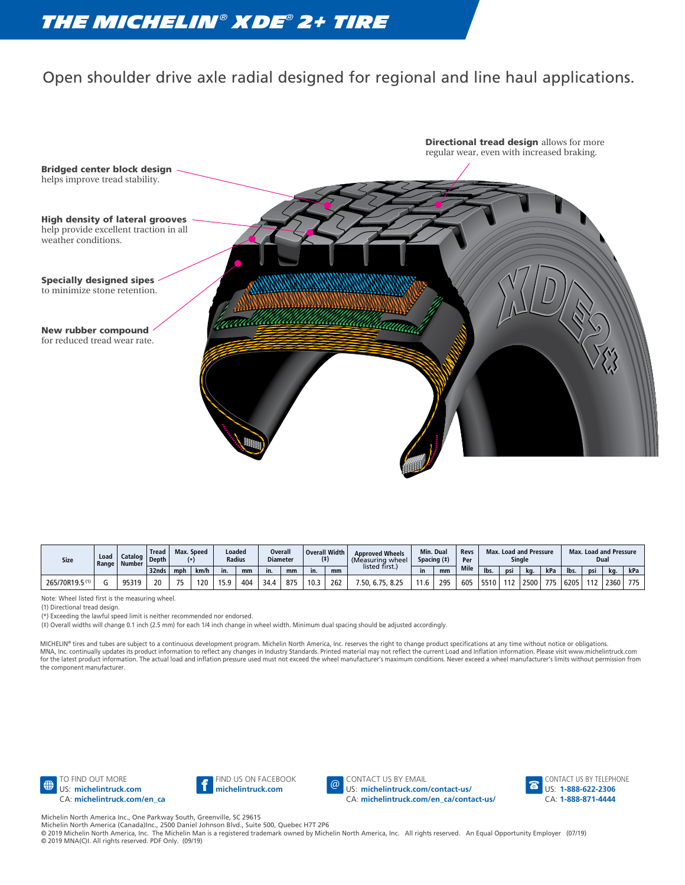# THE MICHELIN® XDE® 2+ TIRE

Open shoulder drive axle radial designed for regional and line haul applications.

**Directional tread design** allows for more regular wear, even with increased braking.

**Bridged center block design** helps improve tread stability.

**High density of lateral grooves** help provide excellent traction in all weather conditions.

**Specially designed sipes** to minimize stone retention.

**New rubber compound** for reduced tread wear rate.

| Size | Load Range | Catalog Number | Tread Depth | Max. Speed (*) | | Loaded Radius | | Overall Diameter | | Overall Width (‡) | | Approved Wheels (Measuring wheel listed first.) | Min. Dual Spacing (‡) | | Revs Per Mile | Max. Load and Pressure Single | | | | Max. Load and Pressure Dual | | | |
|---|---|---|---|---|---|---|---|---|---|---|---|---|---|---|---|---|---|---|---|---|---|---|---|
| | | | 32nds | mph | km/h | in. | mm | in. | mm | in. | mm | | in | mm | | lbs. | psi | kg. | kPa | lbs. | psi | kg. | kPa |
| 265/70R19.5 (1) | G | 95319 | 20 | 75 | 120 | 15.9 | 404 | 34.4 | 875 | 10.3 | 262 | 7.50, 6.75, 8.25 | 11.6 | 295 | 605 | 5510 | 112 | 2500 | 775 | 6205 | 112 | 2360 | 775 |

Note: Wheel listed first is the measuring wheel.

(1) Directional tread design.

(*) Exceeding the lawful speed limit is neither recommended nor endorsed.

(‡) Overall widths will change 0.1 inch (2.5 mm) for each 1/4 inch change in wheel width. Minimum dual spacing should be adjusted accordingly.

MICHELIN® tires and tubes are subject to a continuous development program. Michelin North America, Inc. reserves the right to change product specifications at any time without notice or obligations. MNA, Inc. continually updates its product information to reflect any changes in Industry Standards. Printed material may not reflect the current Load and Inflation information. Please visit www.michelintruck.com for the latest product information. The actual load and inflation pressure used must not exceed the wheel manufacturer's maximum conditions. Never exceed a wheel manufacturer's limits without permission from the component manufacturer.

TO FIND OUT MORE
US: **michelintruck.com**
CA: **michelintruck.com/en_ca**

FIND US ON FACEBOOK
**michelintruck.com**

CONTACT US BY EMAIL
US: **michelintruck.com/contact-us/**
CA: **michelintruck.com/en_ca/contact-us/**

CONTACT US BY TELEPHONE
US: **1-888-622-2306**
CA: **1-888-871-4444**

Michelin North America Inc., One Parkway South, Greenville, SC 29615
Michelin North America (Canada)Inc., 2500 Daniel Johnson Blvd., Suite 500, Quebec H7T 2P6
© 2019 Michelin North America, Inc. The Michelin Man is a registered trademark owned by Michelin North America, Inc. All rights reserved. An Equal Opportunity Employer (07/19)
© 2019 MNA(C)I. All rights reserved. PDF Only. (09/19)